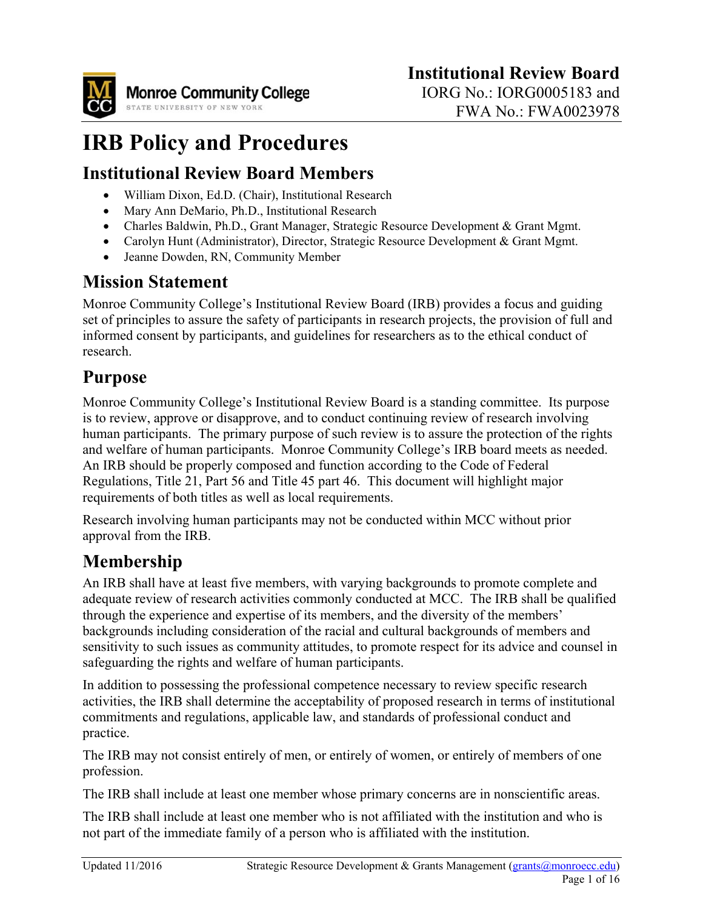Monroe Community College
STATE UNIVERSITY OF NEW YORK

**Institutional Review Board**
IORG No.: IORG0005183 and
FWA No.: FWA0023978

# IRB Policy and Procedures

## Institutional Review Board Members

- William Dixon, Ed.D. (Chair), Institutional Research
- Mary Ann DeMario, Ph.D., Institutional Research
- Charles Baldwin, Ph.D., Grant Manager, Strategic Resource Development & Grant Mgmt.
- Carolyn Hunt (Administrator), Director, Strategic Resource Development & Grant Mgmt.
- Jeanne Dowden, RN, Community Member

## Mission Statement

Monroe Community College's Institutional Review Board (IRB) provides a focus and guiding set of principles to assure the safety of participants in research projects, the provision of full and informed consent by participants, and guidelines for researchers as to the ethical conduct of research.

## Purpose

Monroe Community College's Institutional Review Board is a standing committee. Its purpose is to review, approve or disapprove, and to conduct continuing review of research involving human participants. The primary purpose of such review is to assure the protection of the rights and welfare of human participants. Monroe Community College's IRB board meets as needed. An IRB should be properly composed and function according to the Code of Federal Regulations, Title 21, Part 56 and Title 45 part 46. This document will highlight major requirements of both titles as well as local requirements.

Research involving human participants may not be conducted within MCC without prior approval from the IRB.

## Membership

An IRB shall have at least five members, with varying backgrounds to promote complete and adequate review of research activities commonly conducted at MCC. The IRB shall be qualified through the experience and expertise of its members, and the diversity of the members' backgrounds including consideration of the racial and cultural backgrounds of members and sensitivity to such issues as community attitudes, to promote respect for its advice and counsel in safeguarding the rights and welfare of human participants.

In addition to possessing the professional competence necessary to review specific research activities, the IRB shall determine the acceptability of proposed research in terms of institutional commitments and regulations, applicable law, and standards of professional conduct and practice.

The IRB may not consist entirely of men, or entirely of women, or entirely of members of one profession.

The IRB shall include at least one member whose primary concerns are in nonscientific areas.

The IRB shall include at least one member who is not affiliated with the institution and who is not part of the immediate family of a person who is affiliated with the institution.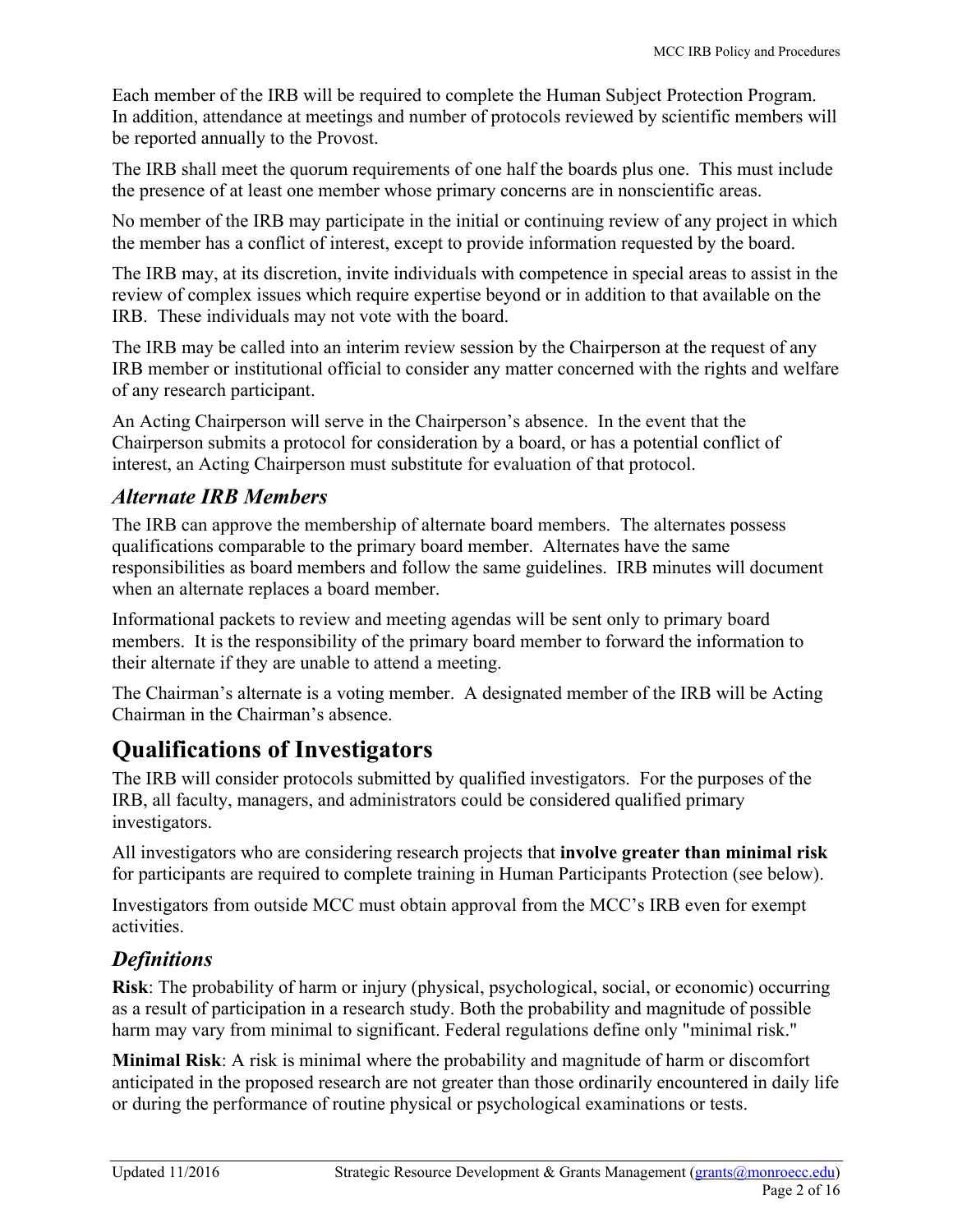Each member of the IRB will be required to complete the Human Subject Protection Program. In addition, attendance at meetings and number of protocols reviewed by scientific members will be reported annually to the Provost.

The IRB shall meet the quorum requirements of one half the boards plus one. This must include the presence of at least one member whose primary concerns are in nonscientific areas.

No member of the IRB may participate in the initial or continuing review of any project in which the member has a conflict of interest, except to provide information requested by the board.

The IRB may, at its discretion, invite individuals with competence in special areas to assist in the review of complex issues which require expertise beyond or in addition to that available on the IRB. These individuals may not vote with the board.

The IRB may be called into an interim review session by the Chairperson at the request of any IRB member or institutional official to consider any matter concerned with the rights and welfare of any research participant.

An Acting Chairperson will serve in the Chairperson's absence. In the event that the Chairperson submits a protocol for consideration by a board, or has a potential conflict of interest, an Acting Chairperson must substitute for evaluation of that protocol.

### *Alternate IRB Members*

The IRB can approve the membership of alternate board members. The alternates possess qualifications comparable to the primary board member. Alternates have the same responsibilities as board members and follow the same guidelines. IRB minutes will document when an alternate replaces a board member.

Informational packets to review and meeting agendas will be sent only to primary board members. It is the responsibility of the primary board member to forward the information to their alternate if they are unable to attend a meeting.

The Chairman's alternate is a voting member. A designated member of the IRB will be Acting Chairman in the Chairman's absence.

## Qualifications of Investigators

The IRB will consider protocols submitted by qualified investigators. For the purposes of the IRB, all faculty, managers, and administrators could be considered qualified primary investigators.

All investigators who are considering research projects that **involve greater than minimal risk** for participants are required to complete training in Human Participants Protection (see below).

Investigators from outside MCC must obtain approval from the MCC's IRB even for exempt activities.

### *Definitions*

**Risk**: The probability of harm or injury (physical, psychological, social, or economic) occurring as a result of participation in a research study. Both the probability and magnitude of possible harm may vary from minimal to significant. Federal regulations define only "minimal risk."

**Minimal Risk**: A risk is minimal where the probability and magnitude of harm or discomfort anticipated in the proposed research are not greater than those ordinarily encountered in daily life or during the performance of routine physical or psychological examinations or tests.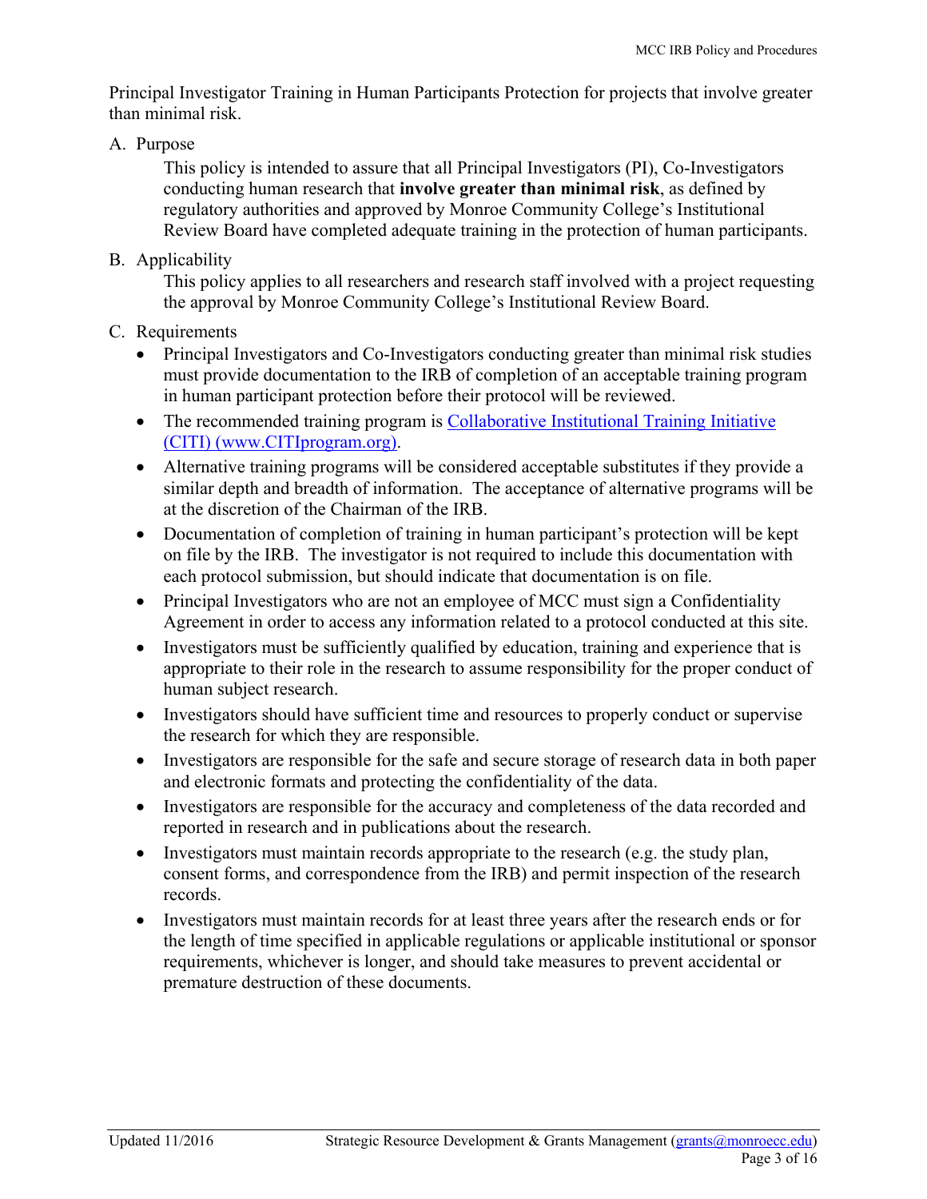Principal Investigator Training in Human Participants Protection for projects that involve greater than minimal risk.

A. Purpose

This policy is intended to assure that all Principal Investigators (PI), Co-Investigators conducting human research that **involve greater than minimal risk**, as defined by regulatory authorities and approved by Monroe Community College's Institutional Review Board have completed adequate training in the protection of human participants.

B. Applicability

This policy applies to all researchers and research staff involved with a project requesting the approval by Monroe Community College's Institutional Review Board.

C. Requirements

- Principal Investigators and Co-Investigators conducting greater than minimal risk studies must provide documentation to the IRB of completion of an acceptable training program in human participant protection before their protocol will be reviewed.
- The recommended training program is [Collaborative Institutional Training Initiative (CITI) (www.CITIprogram.org)](http://www.CITIprogram.org).
- Alternative training programs will be considered acceptable substitutes if they provide a similar depth and breadth of information. The acceptance of alternative programs will be at the discretion of the Chairman of the IRB.
- Documentation of completion of training in human participant's protection will be kept on file by the IRB. The investigator is not required to include this documentation with each protocol submission, but should indicate that documentation is on file.
- Principal Investigators who are not an employee of MCC must sign a Confidentiality Agreement in order to access any information related to a protocol conducted at this site.
- Investigators must be sufficiently qualified by education, training and experience that is appropriate to their role in the research to assume responsibility for the proper conduct of human subject research.
- Investigators should have sufficient time and resources to properly conduct or supervise the research for which they are responsible.
- Investigators are responsible for the safe and secure storage of research data in both paper and electronic formats and protecting the confidentiality of the data.
- Investigators are responsible for the accuracy and completeness of the data recorded and reported in research and in publications about the research.
- Investigators must maintain records appropriate to the research (e.g. the study plan, consent forms, and correspondence from the IRB) and permit inspection of the research records.
- Investigators must maintain records for at least three years after the research ends or for the length of time specified in applicable regulations or applicable institutional or sponsor requirements, whichever is longer, and should take measures to prevent accidental or premature destruction of these documents.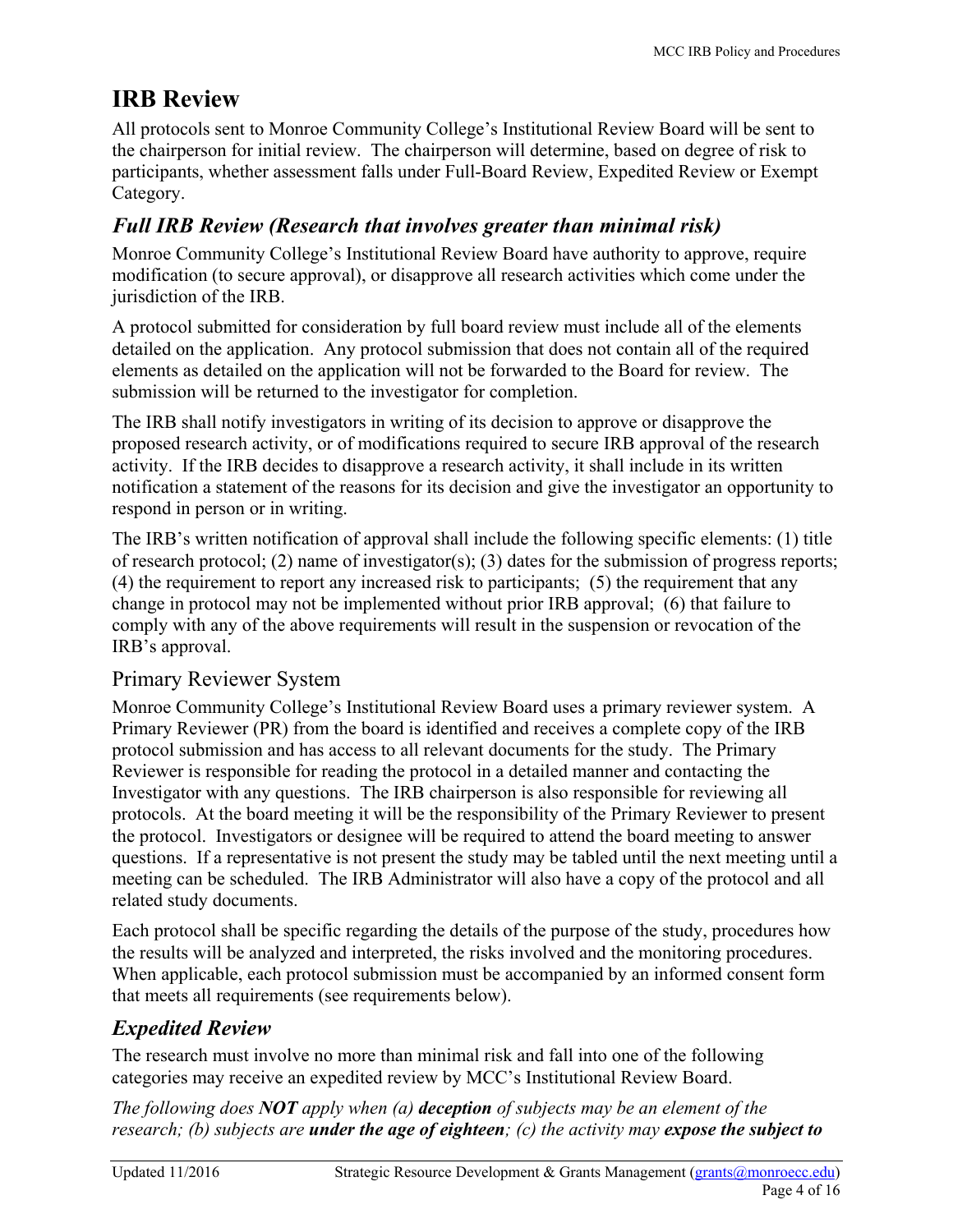# IRB Review

All protocols sent to Monroe Community College's Institutional Review Board will be sent to the chairperson for initial review. The chairperson will determine, based on degree of risk to participants, whether assessment falls under Full-Board Review, Expedited Review or Exempt Category.

## *Full IRB Review (Research that involves greater than minimal risk)*

Monroe Community College's Institutional Review Board have authority to approve, require modification (to secure approval), or disapprove all research activities which come under the jurisdiction of the IRB.

A protocol submitted for consideration by full board review must include all of the elements detailed on the application. Any protocol submission that does not contain all of the required elements as detailed on the application will not be forwarded to the Board for review. The submission will be returned to the investigator for completion.

The IRB shall notify investigators in writing of its decision to approve or disapprove the proposed research activity, or of modifications required to secure IRB approval of the research activity. If the IRB decides to disapprove a research activity, it shall include in its written notification a statement of the reasons for its decision and give the investigator an opportunity to respond in person or in writing.

The IRB's written notification of approval shall include the following specific elements: (1) title of research protocol; (2) name of investigator(s); (3) dates for the submission of progress reports; (4) the requirement to report any increased risk to participants; (5) the requirement that any change in protocol may not be implemented without prior IRB approval; (6) that failure to comply with any of the above requirements will result in the suspension or revocation of the IRB's approval.

### Primary Reviewer System

Monroe Community College's Institutional Review Board uses a primary reviewer system. A Primary Reviewer (PR) from the board is identified and receives a complete copy of the IRB protocol submission and has access to all relevant documents for the study. The Primary Reviewer is responsible for reading the protocol in a detailed manner and contacting the Investigator with any questions. The IRB chairperson is also responsible for reviewing all protocols. At the board meeting it will be the responsibility of the Primary Reviewer to present the protocol. Investigators or designee will be required to attend the board meeting to answer questions. If a representative is not present the study may be tabled until the next meeting until a meeting can be scheduled. The IRB Administrator will also have a copy of the protocol and all related study documents.

Each protocol shall be specific regarding the details of the purpose of the study, procedures how the results will be analyzed and interpreted, the risks involved and the monitoring procedures. When applicable, each protocol submission must be accompanied by an informed consent form that meets all requirements (see requirements below).

## *Expedited Review*

The research must involve no more than minimal risk and fall into one of the following categories may receive an expedited review by MCC's Institutional Review Board.

*The following does **NOT** apply when (a) **deception** of subjects may be an element of the research; (b) subjects are **under the age of eighteen**; (c) the activity may **expose the subject to***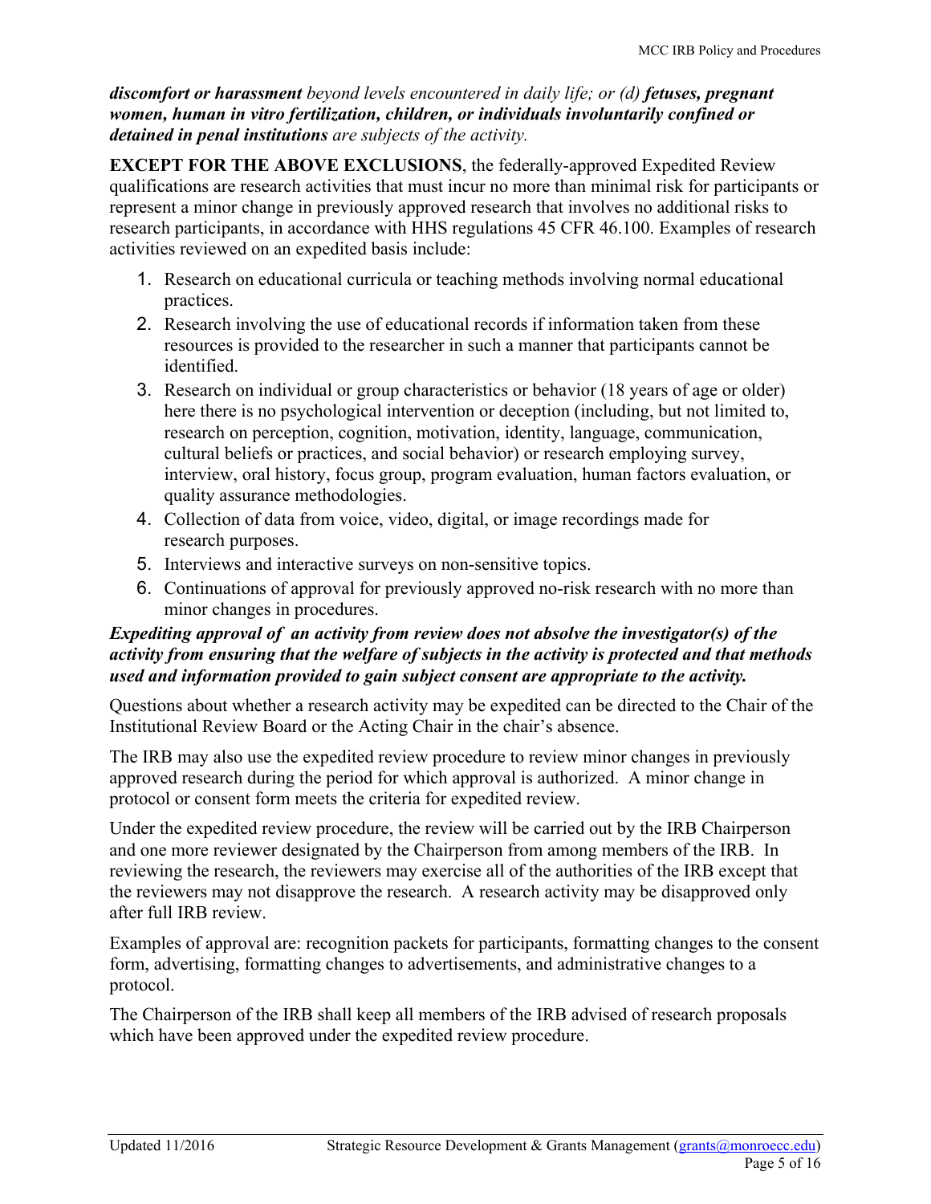***discomfort or harassment** beyond levels encountered in daily life; or (d) **fetuses, pregnant women, human in vitro fertilization, children, or individuals involuntarily confined or detained in penal institutions** are subjects of the activity.*

**EXCEPT FOR THE ABOVE EXCLUSIONS**, the federally-approved Expedited Review qualifications are research activities that must incur no more than minimal risk for participants or represent a minor change in previously approved research that involves no additional risks to research participants, in accordance with HHS regulations 45 CFR 46.100. Examples of research activities reviewed on an expedited basis include:

1. Research on educational curricula or teaching methods involving normal educational practices.
2. Research involving the use of educational records if information taken from these resources is provided to the researcher in such a manner that participants cannot be identified.
3. Research on individual or group characteristics or behavior (18 years of age or older) here there is no psychological intervention or deception (including, but not limited to, research on perception, cognition, motivation, identity, language, communication, cultural beliefs or practices, and social behavior) or research employing survey, interview, oral history, focus group, program evaluation, human factors evaluation, or quality assurance methodologies.
4. Collection of data from voice, video, digital, or image recordings made for research purposes.
5. Interviews and interactive surveys on non-sensitive topics.
6. Continuations of approval for previously approved no-risk research with no more than minor changes in procedures.

***Expediting approval of an activity from review does not absolve the investigator(s) of the activity from ensuring that the welfare of subjects in the activity is protected and that methods used and information provided to gain subject consent are appropriate to the activity.***

Questions about whether a research activity may be expedited can be directed to the Chair of the Institutional Review Board or the Acting Chair in the chair's absence.

The IRB may also use the expedited review procedure to review minor changes in previously approved research during the period for which approval is authorized. A minor change in protocol or consent form meets the criteria for expedited review.

Under the expedited review procedure, the review will be carried out by the IRB Chairperson and one more reviewer designated by the Chairperson from among members of the IRB. In reviewing the research, the reviewers may exercise all of the authorities of the IRB except that the reviewers may not disapprove the research. A research activity may be disapproved only after full IRB review.

Examples of approval are: recognition packets for participants, formatting changes to the consent form, advertising, formatting changes to advertisements, and administrative changes to a protocol.

The Chairperson of the IRB shall keep all members of the IRB advised of research proposals which have been approved under the expedited review procedure.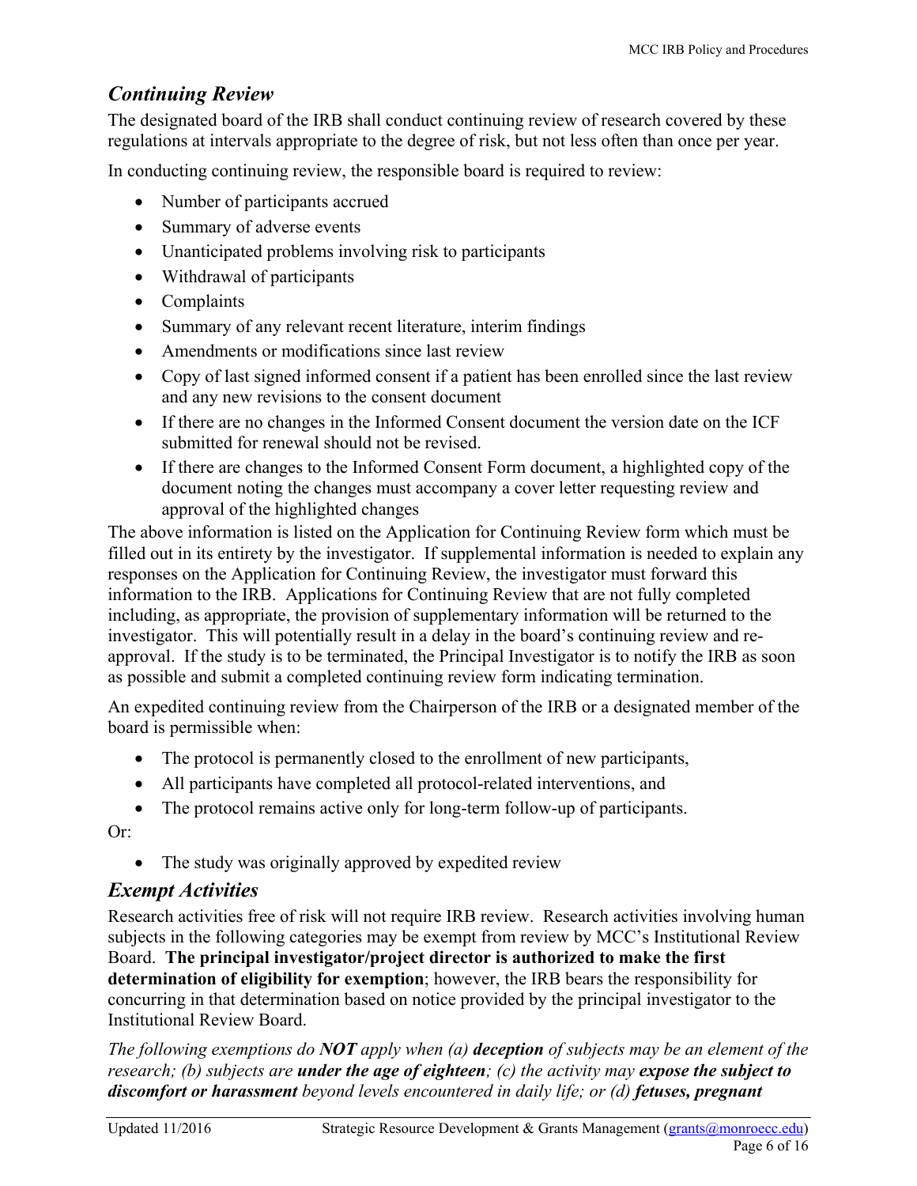## *Continuing Review*

The designated board of the IRB shall conduct continuing review of research covered by these regulations at intervals appropriate to the degree of risk, but not less often than once per year.

In conducting continuing review, the responsible board is required to review:

- Number of participants accrued
- Summary of adverse events
- Unanticipated problems involving risk to participants
- Withdrawal of participants
- Complaints
- Summary of any relevant recent literature, interim findings
- Amendments or modifications since last review
- Copy of last signed informed consent if a patient has been enrolled since the last review and any new revisions to the consent document
- If there are no changes in the Informed Consent document the version date on the ICF submitted for renewal should not be revised.
- If there are changes to the Informed Consent Form document, a highlighted copy of the document noting the changes must accompany a cover letter requesting review and approval of the highlighted changes

The above information is listed on the Application for Continuing Review form which must be filled out in its entirety by the investigator. If supplemental information is needed to explain any responses on the Application for Continuing Review, the investigator must forward this information to the IRB. Applications for Continuing Review that are not fully completed including, as appropriate, the provision of supplementary information will be returned to the investigator. This will potentially result in a delay in the board's continuing review and re-approval. If the study is to be terminated, the Principal Investigator is to notify the IRB as soon as possible and submit a completed continuing review form indicating termination.

An expedited continuing review from the Chairperson of the IRB or a designated member of the board is permissible when:

- The protocol is permanently closed to the enrollment of new participants,
- All participants have completed all protocol-related interventions, and
- The protocol remains active only for long-term follow-up of participants.

Or:

- The study was originally approved by expedited review

## *Exempt Activities*

Research activities free of risk will not require IRB review. Research activities involving human subjects in the following categories may be exempt from review by MCC's Institutional Review Board. **The principal investigator/project director is authorized to make the first determination of eligibility for exemption**; however, the IRB bears the responsibility for concurring in that determination based on notice provided by the principal investigator to the Institutional Review Board.

*The following exemptions do **NOT** apply when (a) **deception** of subjects may be an element of the research; (b) subjects are **under the age of eighteen**; (c) the activity may **expose the subject to discomfort or harassment** beyond levels encountered in daily life; or (d) **fetuses, pregnant***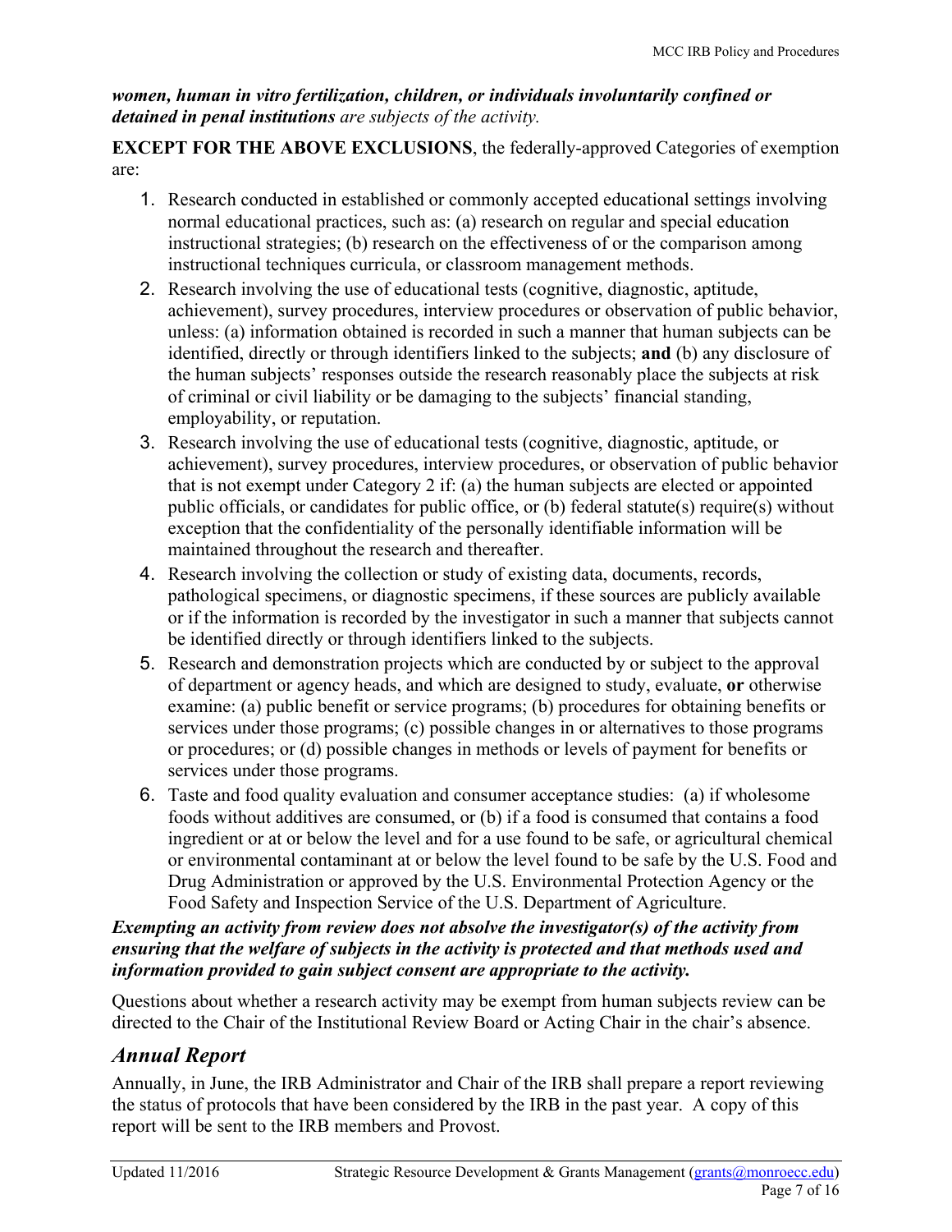***women, human in vitro fertilization, children, or individuals involuntarily confined or detained in penal institutions*** *are subjects of the activity.*

**EXCEPT FOR THE ABOVE EXCLUSIONS**, the federally-approved Categories of exemption are:

1. Research conducted in established or commonly accepted educational settings involving normal educational practices, such as: (a) research on regular and special education instructional strategies; (b) research on the effectiveness of or the comparison among instructional techniques curricula, or classroom management methods.
2. Research involving the use of educational tests (cognitive, diagnostic, aptitude, achievement), survey procedures, interview procedures or observation of public behavior, unless: (a) information obtained is recorded in such a manner that human subjects can be identified, directly or through identifiers linked to the subjects; **and** (b) any disclosure of the human subjects' responses outside the research reasonably place the subjects at risk of criminal or civil liability or be damaging to the subjects' financial standing, employability, or reputation.
3. Research involving the use of educational tests (cognitive, diagnostic, aptitude, or achievement), survey procedures, interview procedures, or observation of public behavior that is not exempt under Category 2 if: (a) the human subjects are elected or appointed public officials, or candidates for public office, or (b) federal statute(s) require(s) without exception that the confidentiality of the personally identifiable information will be maintained throughout the research and thereafter.
4. Research involving the collection or study of existing data, documents, records, pathological specimens, or diagnostic specimens, if these sources are publicly available or if the information is recorded by the investigator in such a manner that subjects cannot be identified directly or through identifiers linked to the subjects.
5. Research and demonstration projects which are conducted by or subject to the approval of department or agency heads, and which are designed to study, evaluate, **or** otherwise examine: (a) public benefit or service programs; (b) procedures for obtaining benefits or services under those programs; (c) possible changes in or alternatives to those programs or procedures; or (d) possible changes in methods or levels of payment for benefits or services under those programs.
6. Taste and food quality evaluation and consumer acceptance studies: (a) if wholesome foods without additives are consumed, or (b) if a food is consumed that contains a food ingredient or at or below the level and for a use found to be safe, or agricultural chemical or environmental contaminant at or below the level found to be safe by the U.S. Food and Drug Administration or approved by the U.S. Environmental Protection Agency or the Food Safety and Inspection Service of the U.S. Department of Agriculture.

***Exempting an activity from review does not absolve the investigator(s) of the activity from ensuring that the welfare of subjects in the activity is protected and that methods used and information provided to gain subject consent are appropriate to the activity.***

Questions about whether a research activity may be exempt from human subjects review can be directed to the Chair of the Institutional Review Board or Acting Chair in the chair's absence.

## *Annual Report*

Annually, in June, the IRB Administrator and Chair of the IRB shall prepare a report reviewing the status of protocols that have been considered by the IRB in the past year. A copy of this report will be sent to the IRB members and Provost.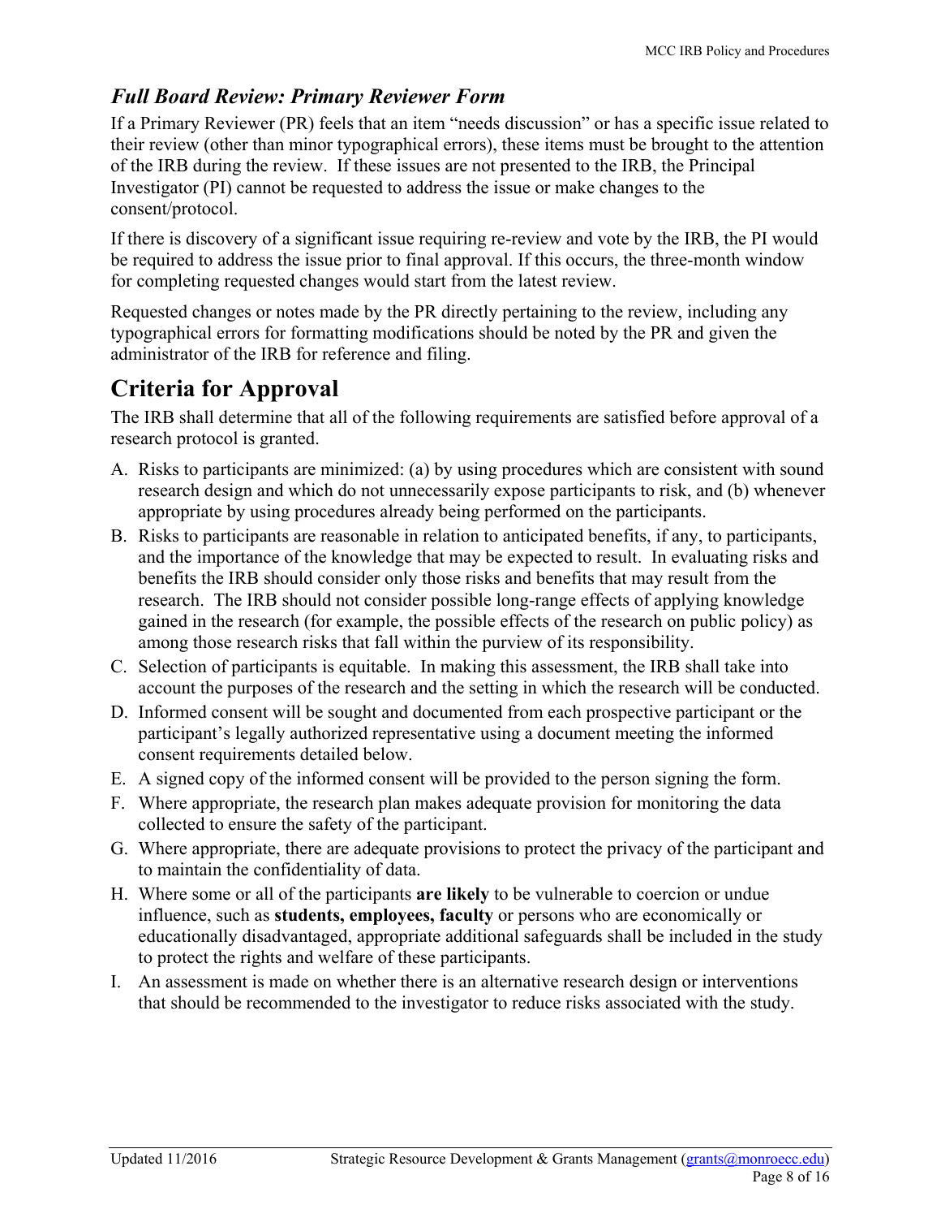### *Full Board Review: Primary Reviewer Form*

If a Primary Reviewer (PR) feels that an item "needs discussion" or has a specific issue related to their review (other than minor typographical errors), these items must be brought to the attention of the IRB during the review. If these issues are not presented to the IRB, the Principal Investigator (PI) cannot be requested to address the issue or make changes to the consent/protocol.

If there is discovery of a significant issue requiring re-review and vote by the IRB, the PI would be required to address the issue prior to final approval. If this occurs, the three-month window for completing requested changes would start from the latest review.

Requested changes or notes made by the PR directly pertaining to the review, including any typographical errors for formatting modifications should be noted by the PR and given the administrator of the IRB for reference and filing.

## Criteria for Approval

The IRB shall determine that all of the following requirements are satisfied before approval of a research protocol is granted.

A. Risks to participants are minimized: (a) by using procedures which are consistent with sound research design and which do not unnecessarily expose participants to risk, and (b) whenever appropriate by using procedures already being performed on the participants.

B. Risks to participants are reasonable in relation to anticipated benefits, if any, to participants, and the importance of the knowledge that may be expected to result. In evaluating risks and benefits the IRB should consider only those risks and benefits that may result from the research. The IRB should not consider possible long-range effects of applying knowledge gained in the research (for example, the possible effects of the research on public policy) as among those research risks that fall within the purview of its responsibility.

C. Selection of participants is equitable. In making this assessment, the IRB shall take into account the purposes of the research and the setting in which the research will be conducted.

D. Informed consent will be sought and documented from each prospective participant or the participant's legally authorized representative using a document meeting the informed consent requirements detailed below.

E. A signed copy of the informed consent will be provided to the person signing the form.

F. Where appropriate, the research plan makes adequate provision for monitoring the data collected to ensure the safety of the participant.

G. Where appropriate, there are adequate provisions to protect the privacy of the participant and to maintain the confidentiality of data.

H. Where some or all of the participants **are likely** to be vulnerable to coercion or undue influence, such as **students, employees, faculty** or persons who are economically or educationally disadvantaged, appropriate additional safeguards shall be included in the study to protect the rights and welfare of these participants.

I. An assessment is made on whether there is an alternative research design or interventions that should be recommended to the investigator to reduce risks associated with the study.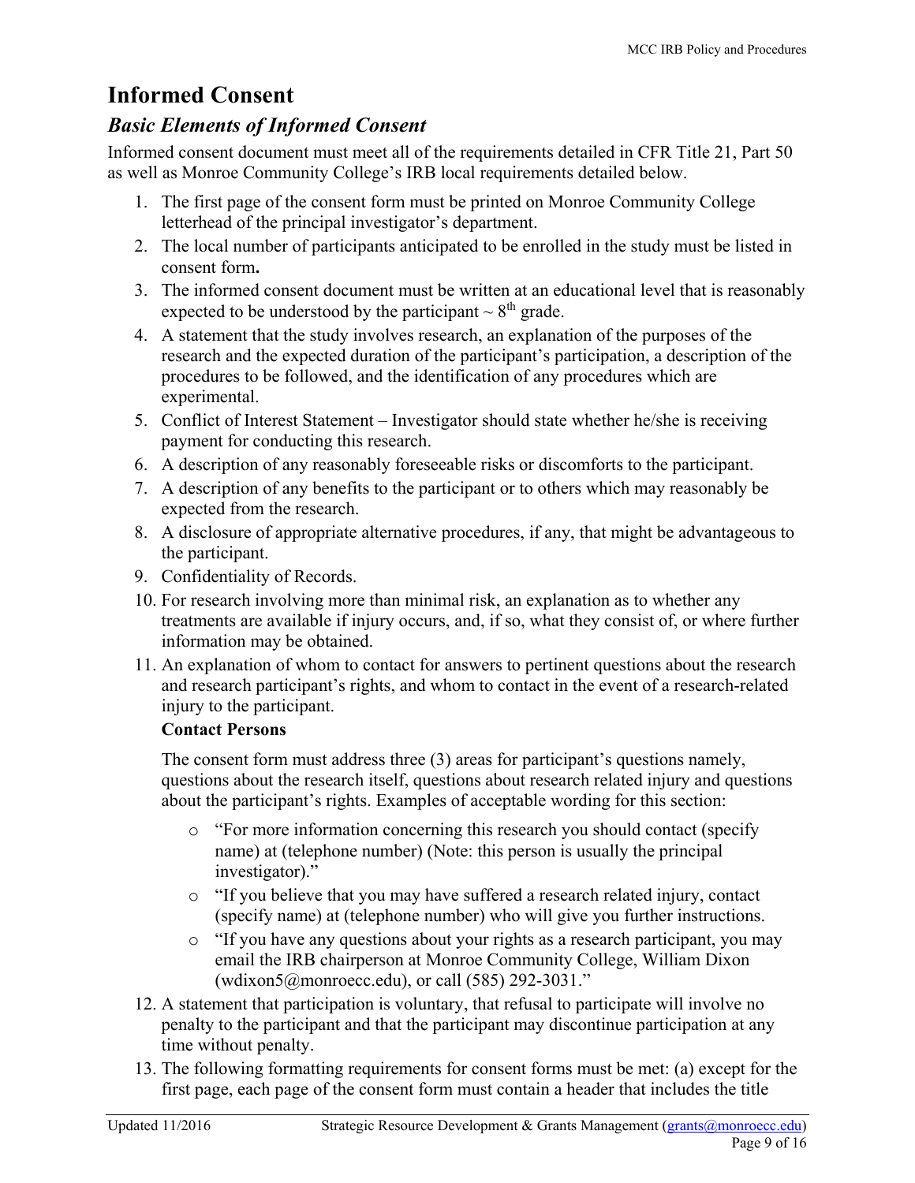# Informed Consent

## *Basic Elements of Informed Consent*

Informed consent document must meet all of the requirements detailed in CFR Title 21, Part 50 as well as Monroe Community College's IRB local requirements detailed below.

1. The first page of the consent form must be printed on Monroe Community College letterhead of the principal investigator's department.
2. The local number of participants anticipated to be enrolled in the study must be listed in consent form**.**
3. The informed consent document must be written at an educational level that is reasonably expected to be understood by the participant ~ $8^{th}$ grade.
4. A statement that the study involves research, an explanation of the purposes of the research and the expected duration of the participant's participation, a description of the procedures to be followed, and the identification of any procedures which are experimental.
5. Conflict of Interest Statement – Investigator should state whether he/she is receiving payment for conducting this research.
6. A description of any reasonably foreseeable risks or discomforts to the participant.
7. A description of any benefits to the participant or to others which may reasonably be expected from the research.
8. A disclosure of appropriate alternative procedures, if any, that might be advantageous to the participant.
9. Confidentiality of Records.
10. For research involving more than minimal risk, an explanation as to whether any treatments are available if injury occurs, and, if so, what they consist of, or where further information may be obtained.
11. An explanation of whom to contact for answers to pertinent questions about the research and research participant's rights, and whom to contact in the event of a research-related injury to the participant.

    **Contact Persons**

    The consent form must address three (3) areas for participant's questions namely, questions about the research itself, questions about research related injury and questions about the participant's rights. Examples of acceptable wording for this section:

    - "For more information concerning this research you should contact (specify name) at (telephone number) (Note: this person is usually the principal investigator)."
    - "If you believe that you may have suffered a research related injury, contact (specify name) at (telephone number) who will give you further instructions.
    - "If you have any questions about your rights as a research participant, you may email the IRB chairperson at Monroe Community College, William Dixon (wdixon5@monroecc.edu), or call (585) 292-3031."
12. A statement that participation is voluntary, that refusal to participate will involve no penalty to the participant and that the participant may discontinue participation at any time without penalty.
13. The following formatting requirements for consent forms must be met: (a) except for the first page, each page of the consent form must contain a header that includes the title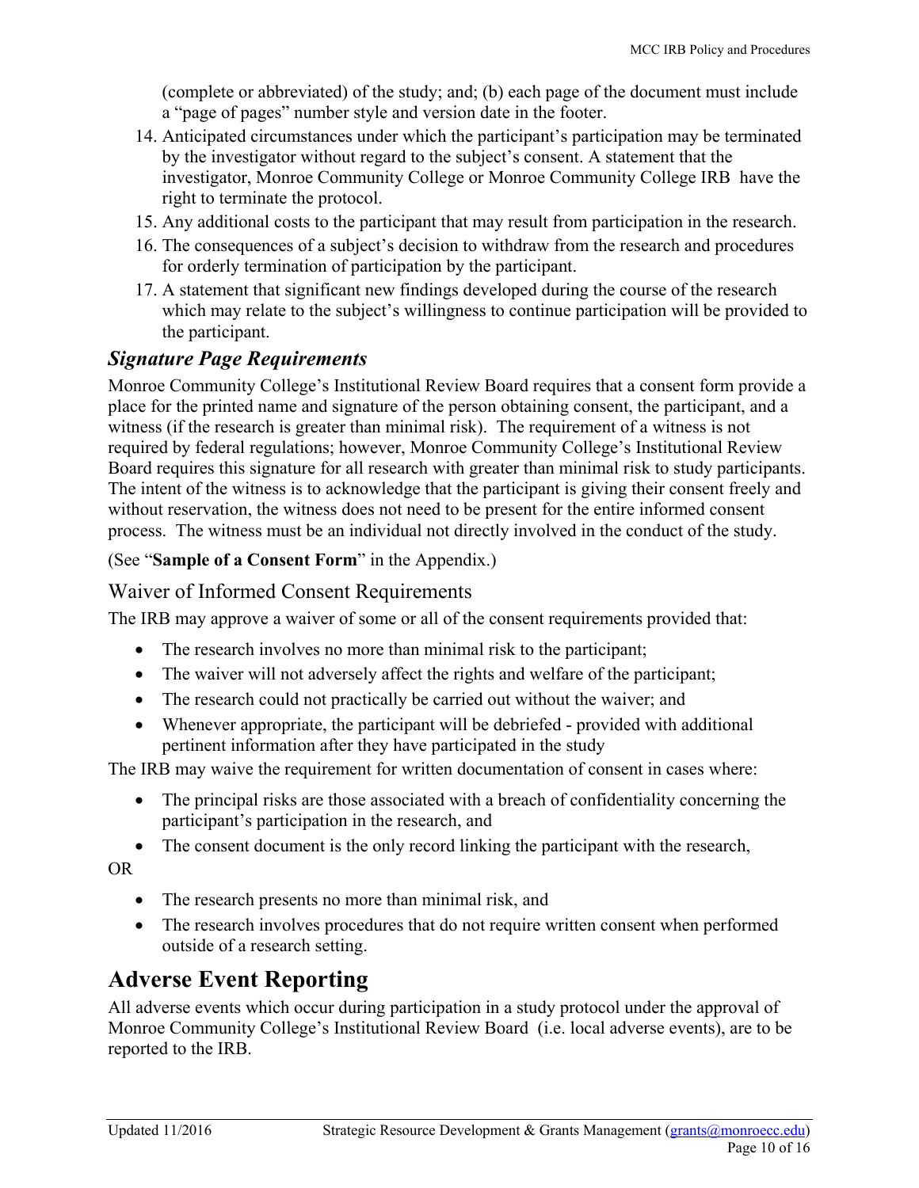(complete or abbreviated) of the study; and; (b) each page of the document must include a "page of pages" number style and version date in the footer.

14. Anticipated circumstances under which the participant's participation may be terminated by the investigator without regard to the subject's consent. A statement that the investigator, Monroe Community College or Monroe Community College IRB have the right to terminate the protocol.
15. Any additional costs to the participant that may result from participation in the research.
16. The consequences of a subject's decision to withdraw from the research and procedures for orderly termination of participation by the participant.
17. A statement that significant new findings developed during the course of the research which may relate to the subject's willingness to continue participation will be provided to the participant.

### *Signature Page Requirements*

Monroe Community College's Institutional Review Board requires that a consent form provide a place for the printed name and signature of the person obtaining consent, the participant, and a witness (if the research is greater than minimal risk). The requirement of a witness is not required by federal regulations; however, Monroe Community College's Institutional Review Board requires this signature for all research with greater than minimal risk to study participants. The intent of the witness is to acknowledge that the participant is giving their consent freely and without reservation, the witness does not need to be present for the entire informed consent process. The witness must be an individual not directly involved in the conduct of the study.

(See "**Sample of a Consent Form**" in the Appendix.)

### Waiver of Informed Consent Requirements

The IRB may approve a waiver of some or all of the consent requirements provided that:

- The research involves no more than minimal risk to the participant;
- The waiver will not adversely affect the rights and welfare of the participant;
- The research could not practically be carried out without the waiver; and
- Whenever appropriate, the participant will be debriefed - provided with additional pertinent information after they have participated in the study

The IRB may waive the requirement for written documentation of consent in cases where:

- The principal risks are those associated with a breach of confidentiality concerning the participant's participation in the research, and
- The consent document is the only record linking the participant with the research,

OR

- The research presents no more than minimal risk, and
- The research involves procedures that do not require written consent when performed outside of a research setting.

## Adverse Event Reporting

All adverse events which occur during participation in a study protocol under the approval of Monroe Community College's Institutional Review Board (i.e. local adverse events), are to be reported to the IRB.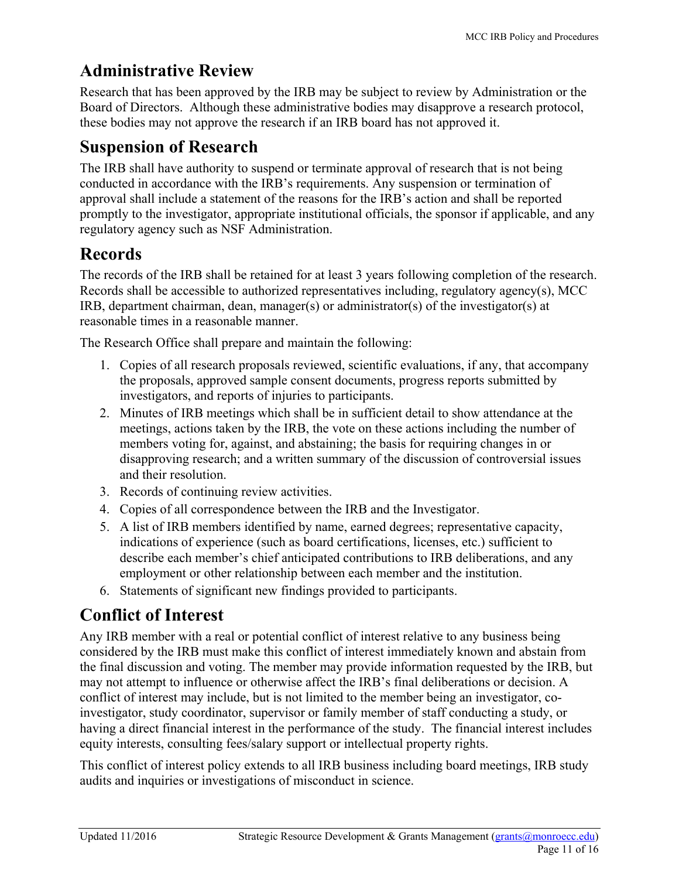## Administrative Review

Research that has been approved by the IRB may be subject to review by Administration or the Board of Directors. Although these administrative bodies may disapprove a research protocol, these bodies may not approve the research if an IRB board has not approved it.

## Suspension of Research

The IRB shall have authority to suspend or terminate approval of research that is not being conducted in accordance with the IRB's requirements. Any suspension or termination of approval shall include a statement of the reasons for the IRB's action and shall be reported promptly to the investigator, appropriate institutional officials, the sponsor if applicable, and any regulatory agency such as NSF Administration.

## Records

The records of the IRB shall be retained for at least 3 years following completion of the research. Records shall be accessible to authorized representatives including, regulatory agency(s), MCC IRB, department chairman, dean, manager(s) or administrator(s) of the investigator(s) at reasonable times in a reasonable manner.

The Research Office shall prepare and maintain the following:

1. Copies of all research proposals reviewed, scientific evaluations, if any, that accompany the proposals, approved sample consent documents, progress reports submitted by investigators, and reports of injuries to participants.
2. Minutes of IRB meetings which shall be in sufficient detail to show attendance at the meetings, actions taken by the IRB, the vote on these actions including the number of members voting for, against, and abstaining; the basis for requiring changes in or disapproving research; and a written summary of the discussion of controversial issues and their resolution.
3. Records of continuing review activities.
4. Copies of all correspondence between the IRB and the Investigator.
5. A list of IRB members identified by name, earned degrees; representative capacity, indications of experience (such as board certifications, licenses, etc.) sufficient to describe each member's chief anticipated contributions to IRB deliberations, and any employment or other relationship between each member and the institution.
6. Statements of significant new findings provided to participants.

## Conflict of Interest

Any IRB member with a real or potential conflict of interest relative to any business being considered by the IRB must make this conflict of interest immediately known and abstain from the final discussion and voting. The member may provide information requested by the IRB, but may not attempt to influence or otherwise affect the IRB's final deliberations or decision. A conflict of interest may include, but is not limited to the member being an investigator, co-investigator, study coordinator, supervisor or family member of staff conducting a study, or having a direct financial interest in the performance of the study. The financial interest includes equity interests, consulting fees/salary support or intellectual property rights.

This conflict of interest policy extends to all IRB business including board meetings, IRB study audits and inquiries or investigations of misconduct in science.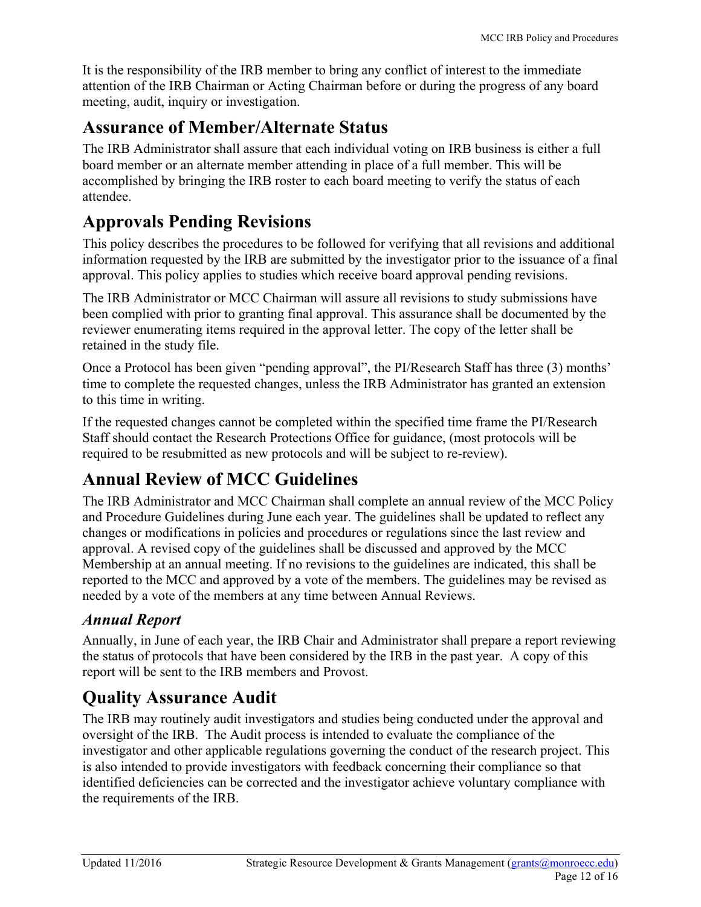It is the responsibility of the IRB member to bring any conflict of interest to the immediate attention of the IRB Chairman or Acting Chairman before or during the progress of any board meeting, audit, inquiry or investigation.

## Assurance of Member/Alternate Status

The IRB Administrator shall assure that each individual voting on IRB business is either a full board member or an alternate member attending in place of a full member. This will be accomplished by bringing the IRB roster to each board meeting to verify the status of each attendee.

## Approvals Pending Revisions

This policy describes the procedures to be followed for verifying that all revisions and additional information requested by the IRB are submitted by the investigator prior to the issuance of a final approval. This policy applies to studies which receive board approval pending revisions.

The IRB Administrator or MCC Chairman will assure all revisions to study submissions have been complied with prior to granting final approval. This assurance shall be documented by the reviewer enumerating items required in the approval letter. The copy of the letter shall be retained in the study file.

Once a Protocol has been given "pending approval", the PI/Research Staff has three (3) months' time to complete the requested changes, unless the IRB Administrator has granted an extension to this time in writing.

If the requested changes cannot be completed within the specified time frame the PI/Research Staff should contact the Research Protections Office for guidance, (most protocols will be required to be resubmitted as new protocols and will be subject to re-review).

## Annual Review of MCC Guidelines

The IRB Administrator and MCC Chairman shall complete an annual review of the MCC Policy and Procedure Guidelines during June each year. The guidelines shall be updated to reflect any changes or modifications in policies and procedures or regulations since the last review and approval. A revised copy of the guidelines shall be discussed and approved by the MCC Membership at an annual meeting. If no revisions to the guidelines are indicated, this shall be reported to the MCC and approved by a vote of the members. The guidelines may be revised as needed by a vote of the members at any time between Annual Reviews.

### *Annual Report*

Annually, in June of each year, the IRB Chair and Administrator shall prepare a report reviewing the status of protocols that have been considered by the IRB in the past year. A copy of this report will be sent to the IRB members and Provost.

## Quality Assurance Audit

The IRB may routinely audit investigators and studies being conducted under the approval and oversight of the IRB. The Audit process is intended to evaluate the compliance of the investigator and other applicable regulations governing the conduct of the research project. This is also intended to provide investigators with feedback concerning their compliance so that identified deficiencies can be corrected and the investigator achieve voluntary compliance with the requirements of the IRB.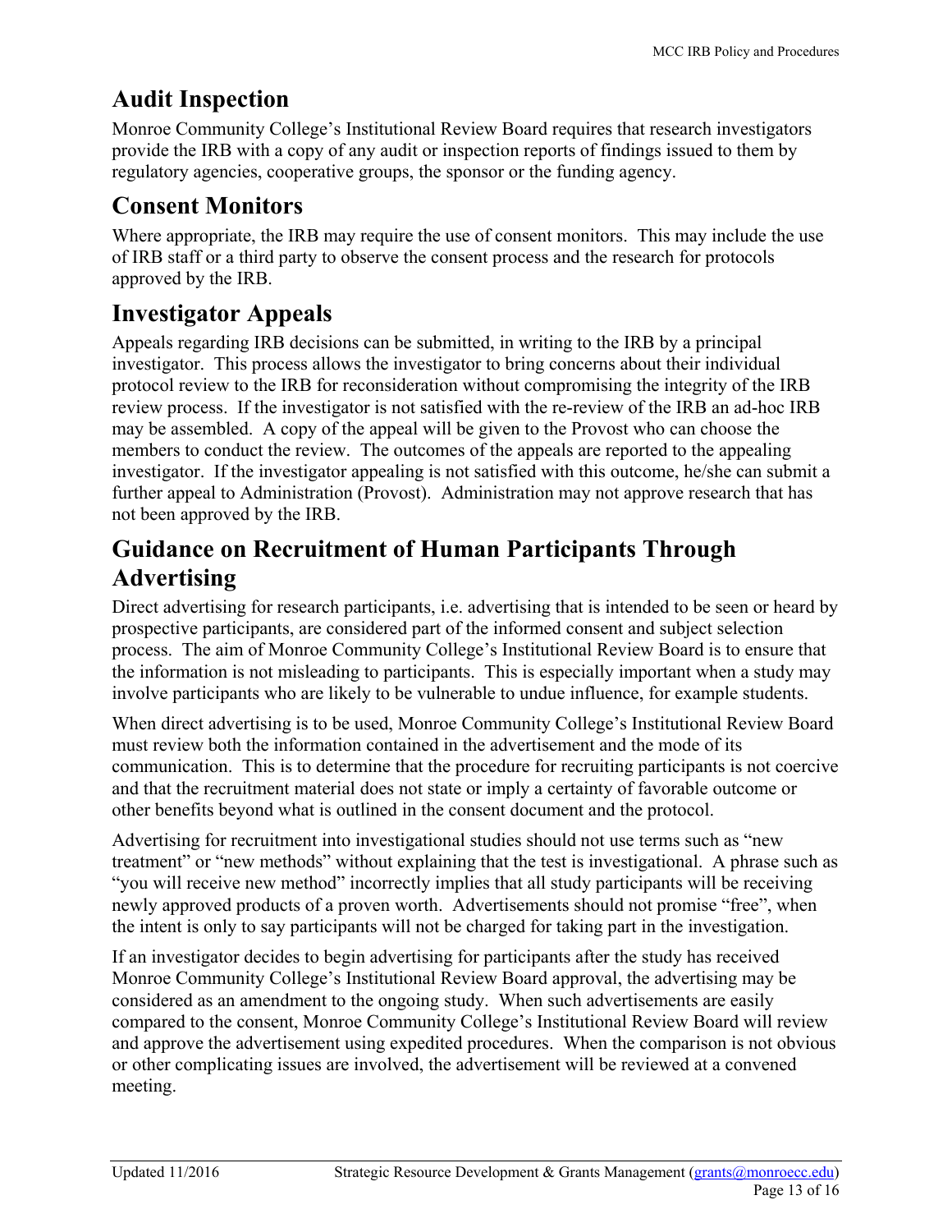## Audit Inspection

Monroe Community College's Institutional Review Board requires that research investigators provide the IRB with a copy of any audit or inspection reports of findings issued to them by regulatory agencies, cooperative groups, the sponsor or the funding agency.

## Consent Monitors

Where appropriate, the IRB may require the use of consent monitors. This may include the use of IRB staff or a third party to observe the consent process and the research for protocols approved by the IRB.

## Investigator Appeals

Appeals regarding IRB decisions can be submitted, in writing to the IRB by a principal investigator. This process allows the investigator to bring concerns about their individual protocol review to the IRB for reconsideration without compromising the integrity of the IRB review process. If the investigator is not satisfied with the re-review of the IRB an ad-hoc IRB may be assembled. A copy of the appeal will be given to the Provost who can choose the members to conduct the review. The outcomes of the appeals are reported to the appealing investigator. If the investigator appealing is not satisfied with this outcome, he/she can submit a further appeal to Administration (Provost). Administration may not approve research that has not been approved by the IRB.

## Guidance on Recruitment of Human Participants Through Advertising

Direct advertising for research participants, i.e. advertising that is intended to be seen or heard by prospective participants, are considered part of the informed consent and subject selection process. The aim of Monroe Community College's Institutional Review Board is to ensure that the information is not misleading to participants. This is especially important when a study may involve participants who are likely to be vulnerable to undue influence, for example students.

When direct advertising is to be used, Monroe Community College's Institutional Review Board must review both the information contained in the advertisement and the mode of its communication. This is to determine that the procedure for recruiting participants is not coercive and that the recruitment material does not state or imply a certainty of favorable outcome or other benefits beyond what is outlined in the consent document and the protocol.

Advertising for recruitment into investigational studies should not use terms such as "new treatment" or "new methods" without explaining that the test is investigational. A phrase such as "you will receive new method" incorrectly implies that all study participants will be receiving newly approved products of a proven worth. Advertisements should not promise "free", when the intent is only to say participants will not be charged for taking part in the investigation.

If an investigator decides to begin advertising for participants after the study has received Monroe Community College's Institutional Review Board approval, the advertising may be considered as an amendment to the ongoing study. When such advertisements are easily compared to the consent, Monroe Community College's Institutional Review Board will review and approve the advertisement using expedited procedures. When the comparison is not obvious or other complicating issues are involved, the advertisement will be reviewed at a convened meeting.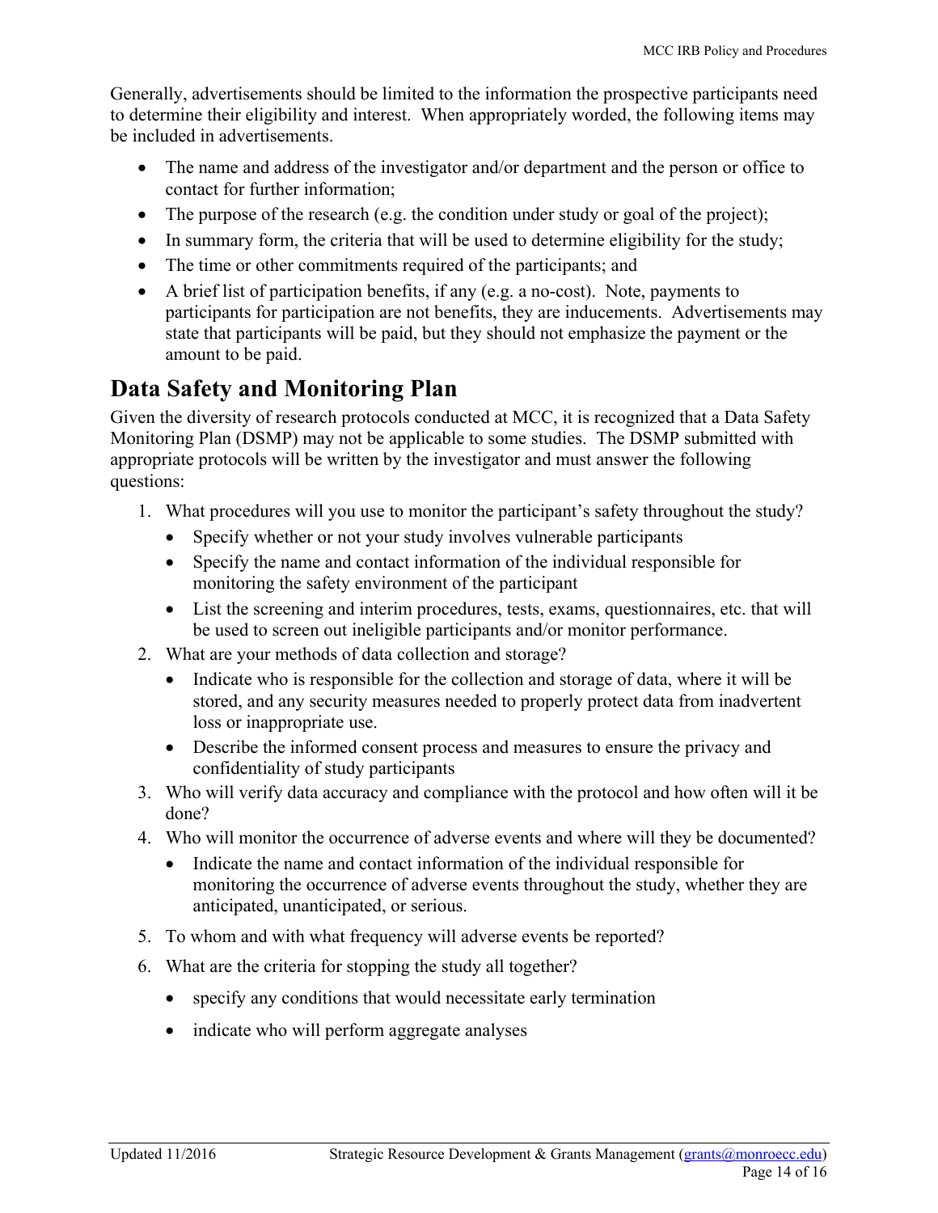Generally, advertisements should be limited to the information the prospective participants need to determine their eligibility and interest. When appropriately worded, the following items may be included in advertisements.

- The name and address of the investigator and/or department and the person or office to contact for further information;
- The purpose of the research (e.g. the condition under study or goal of the project);
- In summary form, the criteria that will be used to determine eligibility for the study;
- The time or other commitments required of the participants; and
- A brief list of participation benefits, if any (e.g. a no-cost). Note, payments to participants for participation are not benefits, they are inducements. Advertisements may state that participants will be paid, but they should not emphasize the payment or the amount to be paid.

## Data Safety and Monitoring Plan

Given the diversity of research protocols conducted at MCC, it is recognized that a Data Safety Monitoring Plan (DSMP) may not be applicable to some studies. The DSMP submitted with appropriate protocols will be written by the investigator and must answer the following questions:

1. What procedures will you use to monitor the participant's safety throughout the study?
   - Specify whether or not your study involves vulnerable participants
   - Specify the name and contact information of the individual responsible for monitoring the safety environment of the participant
   - List the screening and interim procedures, tests, exams, questionnaires, etc. that will be used to screen out ineligible participants and/or monitor performance.
2. What are your methods of data collection and storage?
   - Indicate who is responsible for the collection and storage of data, where it will be stored, and any security measures needed to properly protect data from inadvertent loss or inappropriate use.
   - Describe the informed consent process and measures to ensure the privacy and confidentiality of study participants
3. Who will verify data accuracy and compliance with the protocol and how often will it be done?
4. Who will monitor the occurrence of adverse events and where will they be documented?
   - Indicate the name and contact information of the individual responsible for monitoring the occurrence of adverse events throughout the study, whether they are anticipated, unanticipated, or serious.
5. To whom and with what frequency will adverse events be reported?
6. What are the criteria for stopping the study all together?
   - specify any conditions that would necessitate early termination
   - indicate who will perform aggregate analyses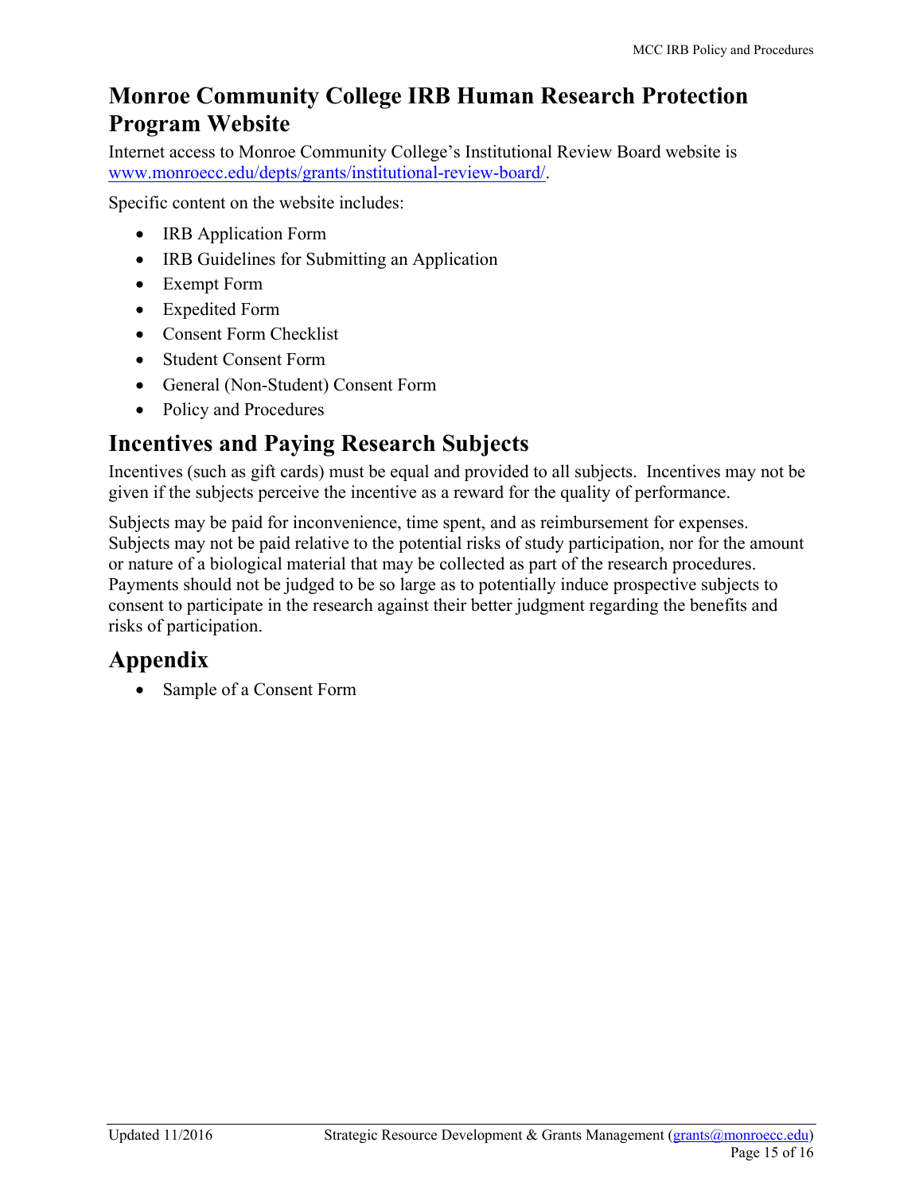## Monroe Community College IRB Human Research Protection Program Website

Internet access to Monroe Community College's Institutional Review Board website is [www.monroecc.edu/depts/grants/institutional-review-board/](http://www.monroecc.edu/depts/grants/institutional-review-board/).

Specific content on the website includes:

- IRB Application Form
- IRB Guidelines for Submitting an Application
- Exempt Form
- Expedited Form
- Consent Form Checklist
- Student Consent Form
- General (Non-Student) Consent Form
- Policy and Procedures

## Incentives and Paying Research Subjects

Incentives (such as gift cards) must be equal and provided to all subjects. Incentives may not be given if the subjects perceive the incentive as a reward for the quality of performance.

Subjects may be paid for inconvenience, time spent, and as reimbursement for expenses. Subjects may not be paid relative to the potential risks of study participation, nor for the amount or nature of a biological material that may be collected as part of the research procedures. Payments should not be judged to be so large as to potentially induce prospective subjects to consent to participate in the research against their better judgment regarding the benefits and risks of participation.

## Appendix

- Sample of a Consent Form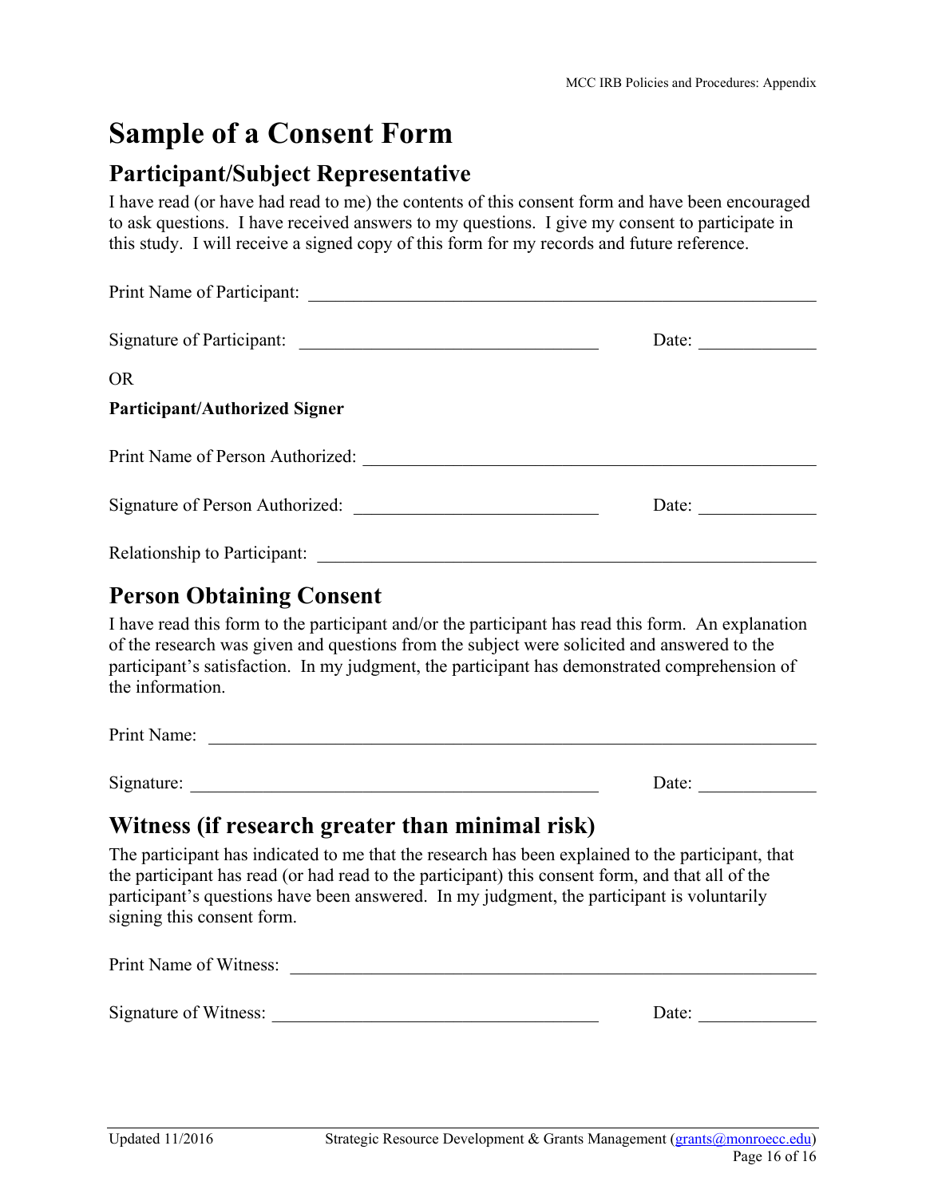# Sample of a Consent Form

## Participant/Subject Representative

I have read (or have had read to me) the contents of this consent form and have been encouraged to ask questions. I have received answers to my questions. I give my consent to participate in this study. I will receive a signed copy of this form for my records and future reference.

Print Name of Participant: ______________________________________________________

Signature of Participant: _________________________________ Date: ____________

OR

**Participant/Authorized Signer**

Print Name of Person Authorized: ________________________________________________

Signature of Person Authorized: ___________________________ Date: ____________

Relationship to Participant: _____________________________________________________

## Person Obtaining Consent

I have read this form to the participant and/or the participant has read this form. An explanation of the research was given and questions from the subject were solicited and answered to the participant's satisfaction. In my judgment, the participant has demonstrated comprehension of the information.

Print Name: ______________________________________________________________

Signature: ____________________________________________ Date: ____________

## Witness (if research greater than minimal risk)

The participant has indicated to me that the research has been explained to the participant, that the participant has read (or had read to the participant) this consent form, and that all of the participant's questions have been answered. In my judgment, the participant is voluntarily signing this consent form.

Print Name of Witness: ___________________________________________________________

Signature of Witness: ____________________________________ Date: ____________